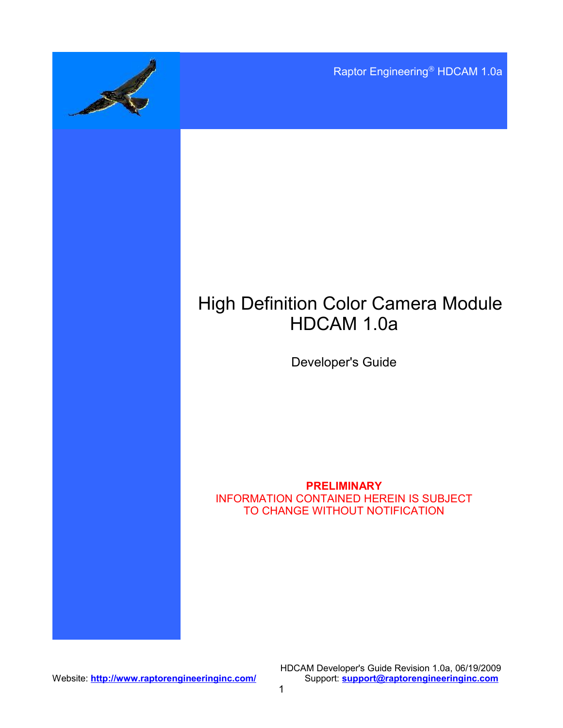Raptor Engineering® HDCAM 1.0a

# High Definition Color Camera Module HDCAM 1.0a

## Developer's Guide

**PRELIMINARY**
INFORMATION CONTAINED HEREIN IS SUBJECT TO CHANGE WITHOUT NOTIFICATION

HDCAM Developer's Guide Revision 1.0a, 06/19/2009

Website: **http://www.raptorengineeringinc.com/** Support: **support@raptorengineeringinc.com**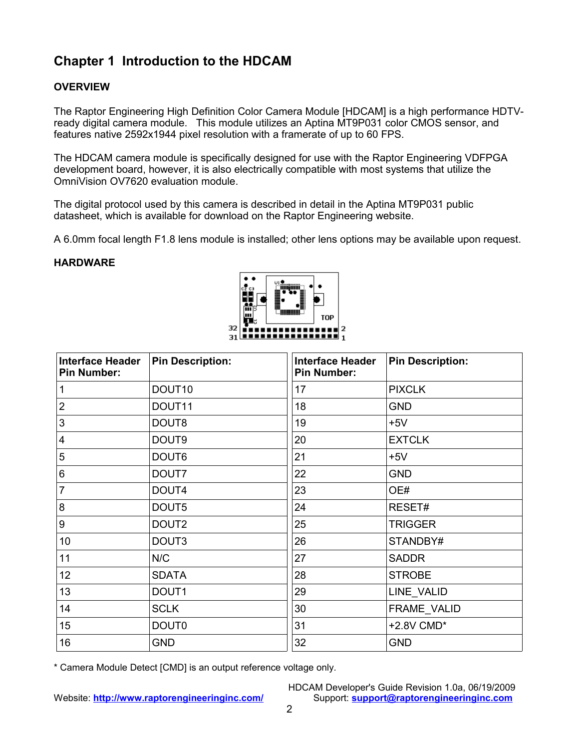# Chapter 1 Introduction to the HDCAM

## OVERVIEW

The Raptor Engineering High Definition Color Camera Module [HDCAM] is a high performance HDTV-ready digital camera module. This module utilizes an Aptina MT9P031 color CMOS sensor, and features native 2592x1944 pixel resolution with a framerate of up to 60 FPS.

The HDCAM camera module is specifically designed for use with the Raptor Engineering VDFPGA development board, however, it is also electrically compatible with most systems that utilize the OmniVision OV7620 evaluation module.

The digital protocol used by this camera is described in detail in the Aptina MT9P031 public datasheet, which is available for download on the Raptor Engineering website.

A 6.0mm focal length F1.8 lens module is installed; other lens options may be available upon request.

## HARDWARE

| Interface Header Pin Number: | Pin Description: | Interface Header Pin Number: | Pin Description: |
|---|---|---|---|
| 1 | DOUT10 | 17 | PIXCLK |
| 2 | DOUT11 | 18 | GND |
| 3 | DOUT8 | 19 | +5V |
| 4 | DOUT9 | 20 | EXTCLK |
| 5 | DOUT6 | 21 | +5V |
| 6 | DOUT7 | 22 | GND |
| 7 | DOUT4 | 23 | OE# |
| 8 | DOUT5 | 24 | RESET# |
| 9 | DOUT2 | 25 | TRIGGER |
| 10 | DOUT3 | 26 | STANDBY# |
| 11 | N/C | 27 | SADDR |
| 12 | SDATA | 28 | STROBE |
| 13 | DOUT1 | 29 | LINE_VALID |
| 14 | SCLK | 30 | FRAME_VALID |
| 15 | DOUT0 | 31 | +2.8V CMD* |
| 16 | GND | 32 | GND |

* Camera Module Detect [CMD] is an output reference voltage only.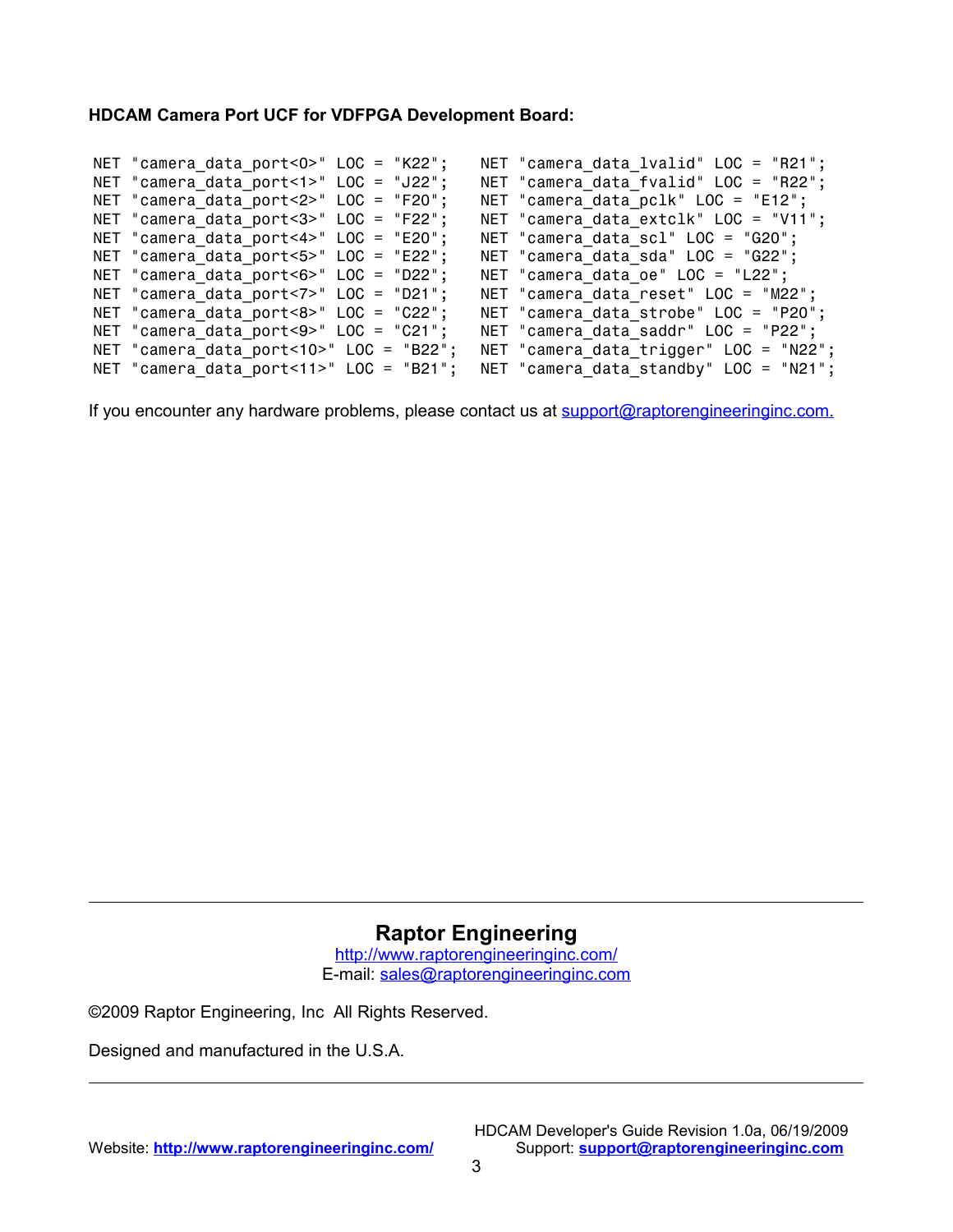**HDCAM Camera Port UCF for VDFPGA Development Board:**

```
NET "camera_data_port<0>" LOC = "K22";    NET "camera_data_lvalid" LOC = "R21";
NET "camera_data_port<1>" LOC = "J22";    NET "camera_data_fvalid" LOC = "R22";
NET "camera_data_port<2>" LOC = "F20";    NET "camera_data_pclk" LOC = "E12";
NET "camera_data_port<3>" LOC = "F22";    NET "camera_data_extclk" LOC = "V11";
NET "camera_data_port<4>" LOC = "E20";    NET "camera_data_scl" LOC = "G20";
NET "camera_data_port<5>" LOC = "E22";    NET "camera_data_sda" LOC = "G22";
NET "camera_data_port<6>" LOC = "D22";    NET "camera_data_oe" LOC = "L22";
NET "camera_data_port<7>" LOC = "D21";    NET "camera_data_reset" LOC = "M22";
NET "camera_data_port<8>" LOC = "C22";    NET "camera_data_strobe" LOC = "P20";
NET "camera_data_port<9>" LOC = "C21";    NET "camera_data_saddr" LOC = "P22";
NET "camera_data_port<10>" LOC = "B22";   NET "camera_data_trigger" LOC = "N22";
NET "camera_data_port<11>" LOC = "B21";   NET "camera_data_standby" LOC = "N21";
```

If you encounter any hardware problems, please contact us at support@raptorengineeringinc.com.

## Raptor Engineering

http://www.raptorengineeringinc.com/

E-mail: sales@raptorengineeringinc.com

©2009 Raptor Engineering, Inc All Rights Reserved.

Designed and manufactured in the U.S.A.

HDCAM Developer's Guide Revision 1.0a, 06/19/2009

Website: **http://www.raptorengineeringinc.com/** Support: **support@raptorengineeringinc.com**